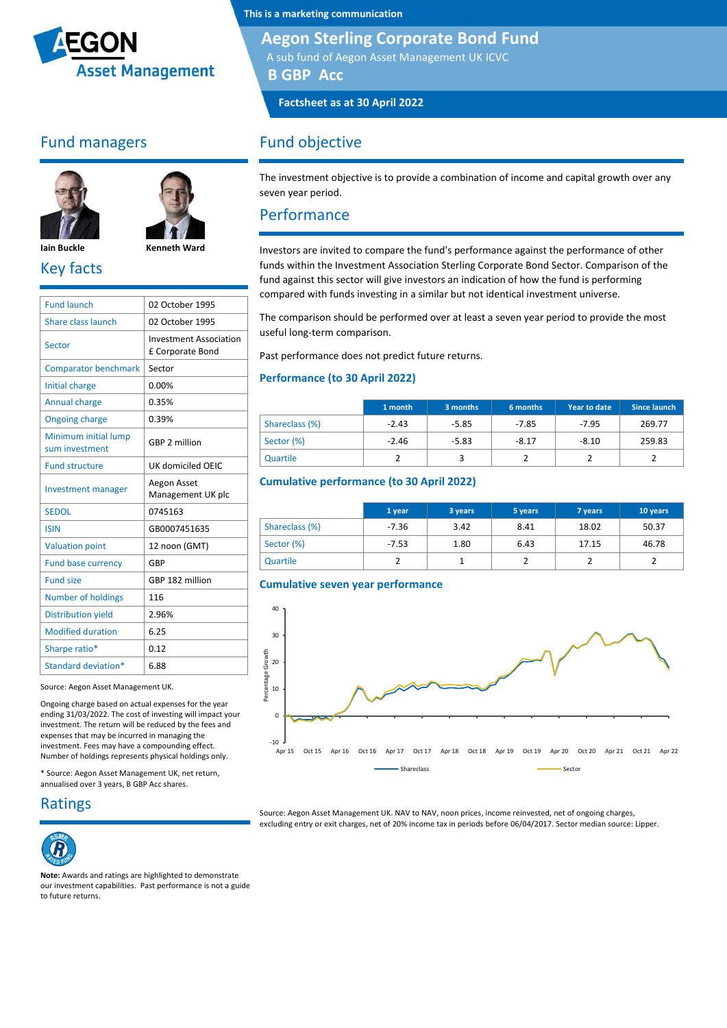This is a marketing communication

# Aegon Sterling Corporate Bond Fund

A sub fund of Aegon Asset Management UK ICVC

## B GBP Acc

**Factsheet as at 30 April 2022**

## Fund managers

**Iain Buckle** **Kenneth Ward**

## Key facts

| | |
|---|---|
| Fund launch | 02 October 1995 |
| Share class launch | 02 October 1995 |
| Sector | Investment Association £ Corporate Bond |
| Comparator benchmark | Sector |
| Initial charge | 0.00% |
| Annual charge | 0.35% |
| Ongoing charge | 0.39% |
| Minimum initial lump sum investment | GBP 2 million |
| Fund structure | UK domiciled OEIC |
| Investment manager | Aegon Asset Management UK plc |
| SEDOL | 0745163 |
| ISIN | GB0007451635 |
| Valuation point | 12 noon (GMT) |
| Fund base currency | GBP |
| Fund size | GBP 182 million |
| Number of holdings | 116 |
| Distribution yield | 2.96% |
| Modified duration | 6.25 |
| Sharpe ratio* | 0.12 |
| Standard deviation* | 6.88 |

Source: Aegon Asset Management UK.

Ongoing charge based on actual expenses for the year ending 31/03/2022. The cost of investing will impact your investment. The return will be reduced by the fees and expenses that may be incurred in managing the investment. Fees may have a compounding effect. Number of holdings represents physical holdings only.

* Source: Aegon Asset Management UK, net return, annualised over 3 years, B GBP Acc shares.

## Ratings

**Note:** Awards and ratings are highlighted to demonstrate our investment capabilities. Past performance is not a guide to future returns.

## Fund objective

The investment objective is to provide a combination of income and capital growth over any seven year period.

## Performance

Investors are invited to compare the fund's performance against the performance of other funds within the Investment Association Sterling Corporate Bond Sector. Comparison of the fund against this sector will give investors an indication of how the fund is performing compared with funds investing in a similar but not identical investment universe.

The comparison should be performed over at least a seven year period to provide the most useful long-term comparison.

Past performance does not predict future returns.

### Performance (to 30 April 2022)

| | 1 month | 3 months | 6 months | Year to date | Since launch |
|---|---|---|---|---|---|
| Shareclass (%) | -2.43 | -5.85 | -7.85 | -7.95 | 269.77 |
| Sector (%) | -2.46 | -5.83 | -8.17 | -8.10 | 259.83 |
| Quartile | 2 | 3 | 2 | 2 | 2 |

### Cumulative performance (to 30 April 2022)

| | 1 year | 3 years | 5 years | 7 years | 10 years |
|---|---|---|---|---|---|
| Shareclass (%) | -7.36 | 3.42 | 8.41 | 18.02 | 50.37 |
| Sector (%) | -7.53 | 1.80 | 6.43 | 17.15 | 46.78 |
| Quartile | 2 | 1 | 2 | 2 | 2 |

### Cumulative seven year performance

Source: Aegon Asset Management UK. NAV to NAV, noon prices, income reinvested, net of ongoing charges, excluding entry or exit charges, net of 20% income tax in periods before 06/04/2017. Sector median source: Lipper.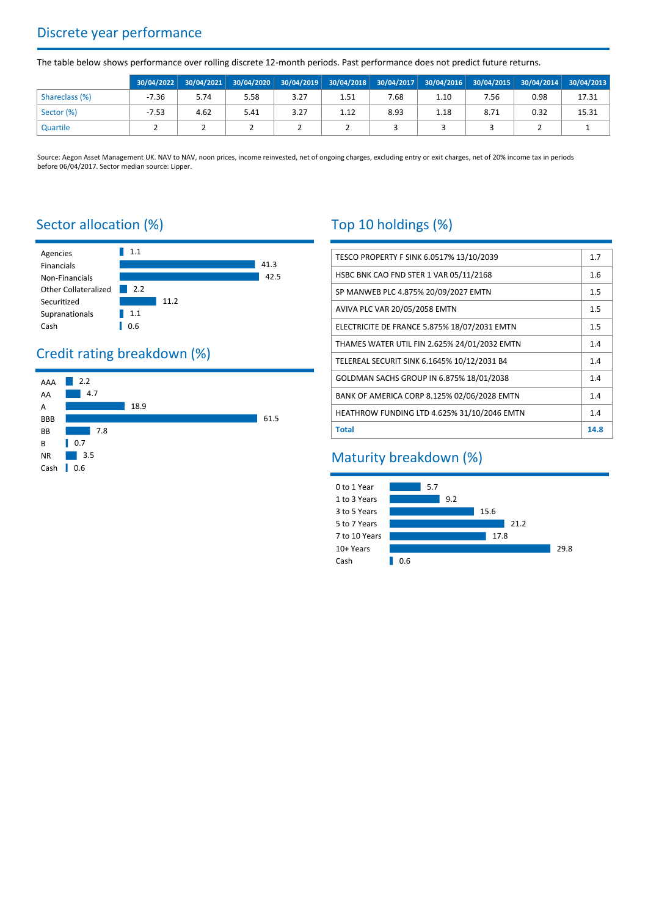## Discrete year performance

The table below shows performance over rolling discrete 12-month periods. Past performance does not predict future returns.

| | 30/04/2022 | 30/04/2021 | 30/04/2020 | 30/04/2019 | 30/04/2018 | 30/04/2017 | 30/04/2016 | 30/04/2015 | 30/04/2014 | 30/04/2013 |
|---|---|---|---|---|---|---|---|---|---|---|
| Shareclass (%) | -7.36 | 5.74 | 5.58 | 3.27 | 1.51 | 7.68 | 1.10 | 7.56 | 0.98 | 17.31 |
| Sector (%) | -7.53 | 4.62 | 5.41 | 3.27 | 1.12 | 8.93 | 1.18 | 8.71 | 0.32 | 15.31 |
| Quartile | 2 | 2 | 2 | 2 | 2 | 3 | 3 | 3 | 2 | 1 |

Source: Aegon Asset Management UK. NAV to NAV, noon prices, income reinvested, net of ongoing charges, excluding entry or exit charges, net of 20% income tax in periods before 06/04/2017. Sector median source: Lipper.

## Sector allocation (%)

| Sector | % |
|---|---|
| Agencies | 1.1 |
| Financials | 41.3 |
| Non-Financials | 42.5 |
| Other Collateralized | 2.2 |
| Securitized | 11.2 |
| Supranationals | 1.1 |
| Cash | 0.6 |

## Credit rating breakdown (%)

| Rating | % |
|---|---|
| AAA | 2.2 |
| AA | 4.7 |
| A | 18.9 |
| BBB | 61.5 |
| BB | 7.8 |
| B | 0.7 |
| NR | 3.5 |
| Cash | 0.6 |

## Top 10 holdings (%)

| Holding | % |
|---|---|
| TESCO PROPERTY F SINK 6.0517% 13/10/2039 | 1.7 |
| HSBC BNK CAO FND STER 1 VAR 05/11/2168 | 1.6 |
| SP MANWEB PLC 4.875% 20/09/2027 EMTN | 1.5 |
| AVIVA PLC VAR 20/05/2058 EMTN | 1.5 |
| ELECTRICITE DE FRANCE 5.875% 18/07/2031 EMTN | 1.5 |
| THAMES WATER UTIL FIN 2.625% 24/01/2032 EMTN | 1.4 |
| TELEREAL SECURIT SINK 6.1645% 10/12/2031 B4 | 1.4 |
| GOLDMAN SACHS GROUP IN 6.875% 18/01/2038 | 1.4 |
| BANK OF AMERICA CORP 8.125% 02/06/2028 EMTN | 1.4 |
| HEATHROW FUNDING LTD 4.625% 31/10/2046 EMTN | 1.4 |
| **Total** | **14.8** |

## Maturity breakdown (%)

| Maturity | % |
|---|---|
| 0 to 1 Year | 5.7 |
| 1 to 3 Years | 9.2 |
| 3 to 5 Years | 15.6 |
| 5 to 7 Years | 21.2 |
| 7 to 10 Years | 17.8 |
| 10+ Years | 29.8 |
| Cash | 0.6 |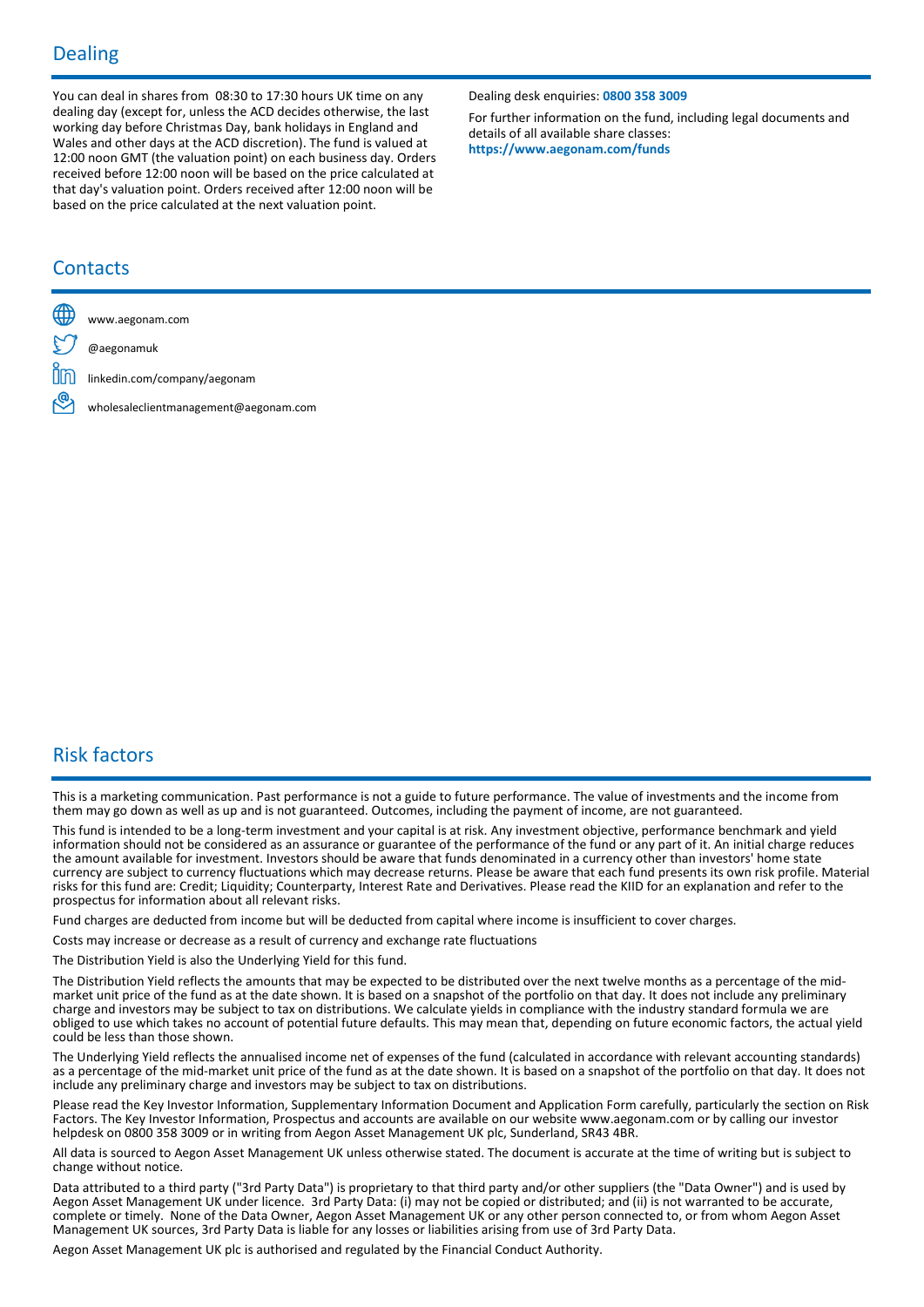## Dealing

You can deal in shares from 08:30 to 17:30 hours UK time on any dealing day (except for, unless the ACD decides otherwise, the last working day before Christmas Day, bank holidays in England and Wales and other days at the ACD discretion). The fund is valued at 12:00 noon GMT (the valuation point) on each business day. Orders received before 12:00 noon will be based on the price calculated at that day's valuation point. Orders received after 12:00 noon will be based on the price calculated at the next valuation point.

Dealing desk enquiries: **0800 358 3009**

For further information on the fund, including legal documents and details of all available share classes:
**https://www.aegonam.com/funds**

## Contacts

www.aegonam.com

@aegonamuk

linkedin.com/company/aegonam

wholesaleclientmanagement@aegonam.com

## Risk factors

This is a marketing communication. Past performance is not a guide to future performance. The value of investments and the income from them may go down as well as up and is not guaranteed. Outcomes, including the payment of income, are not guaranteed.

This fund is intended to be a long-term investment and your capital is at risk. Any investment objective, performance benchmark and yield information should not be considered as an assurance or guarantee of the performance of the fund or any part of it. An initial charge reduces the amount available for investment. Investors should be aware that funds denominated in a currency other than investors' home state currency are subject to currency fluctuations which may decrease returns. Please be aware that each fund presents its own risk profile. Material risks for this fund are: Credit; Liquidity; Counterparty, Interest Rate and Derivatives. Please read the KIID for an explanation and refer to the prospectus for information about all relevant risks.

Fund charges are deducted from income but will be deducted from capital where income is insufficient to cover charges.

Costs may increase or decrease as a result of currency and exchange rate fluctuations

The Distribution Yield is also the Underlying Yield for this fund.

The Distribution Yield reflects the amounts that may be expected to be distributed over the next twelve months as a percentage of the mid-market unit price of the fund as at the date shown. It is based on a snapshot of the portfolio on that day. It does not include any preliminary charge and investors may be subject to tax on distributions. We calculate yields in compliance with the industry standard formula we are obliged to use which takes no account of potential future defaults. This may mean that, depending on future economic factors, the actual yield could be less than those shown.

The Underlying Yield reflects the annualised income net of expenses of the fund (calculated in accordance with relevant accounting standards) as a percentage of the mid-market unit price of the fund as at the date shown. It is based on a snapshot of the portfolio on that day. It does not include any preliminary charge and investors may be subject to tax on distributions.

Please read the Key Investor Information, Supplementary Information Document and Application Form carefully, particularly the section on Risk Factors. The Key Investor Information, Prospectus and accounts are available on our website www.aegonam.com or by calling our investor helpdesk on 0800 358 3009 or in writing from Aegon Asset Management UK plc, Sunderland, SR43 4BR.

All data is sourced to Aegon Asset Management UK unless otherwise stated. The document is accurate at the time of writing but is subject to change without notice.

Data attributed to a third party ("3rd Party Data") is proprietary to that third party and/or other suppliers (the "Data Owner") and is used by Aegon Asset Management UK under licence. 3rd Party Data: (i) may not be copied or distributed; and (ii) is not warranted to be accurate, complete or timely. None of the Data Owner, Aegon Asset Management UK or any other person connected to, or from whom Aegon Asset Management UK sources, 3rd Party Data is liable for any losses or liabilities arising from use of 3rd Party Data.

Aegon Asset Management UK plc is authorised and regulated by the Financial Conduct Authority.